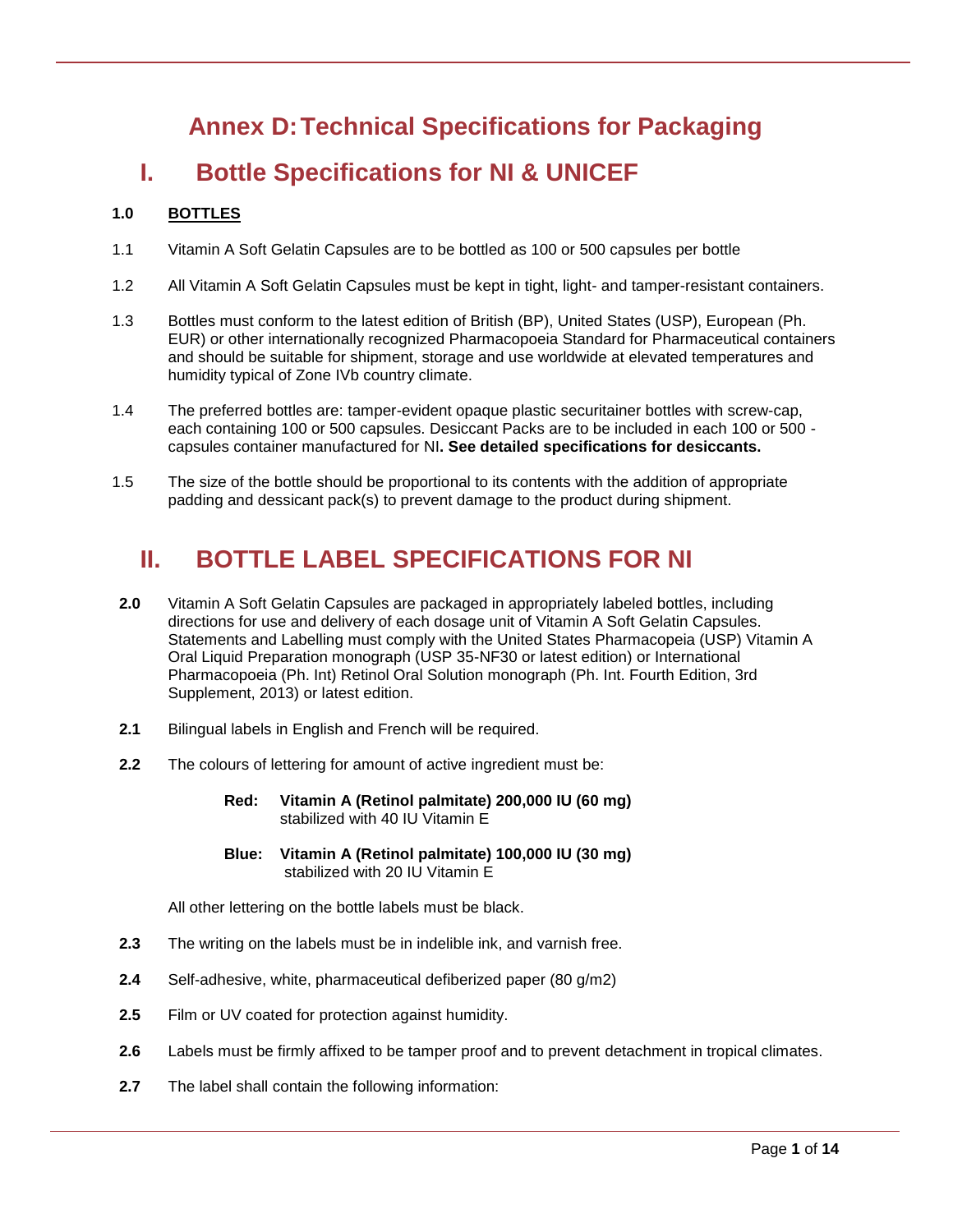# Annex D: Technical Specifications for Packaging

## I. Bottle Specifications for NI & UNICEF

**1.0 BOTTLES**

1.1 Vitamin A Soft Gelatin Capsules are to be bottled as 100 or 500 capsules per bottle

1.2 All Vitamin A Soft Gelatin Capsules must be kept in tight, light- and tamper-resistant containers.

1.3 Bottles must conform to the latest edition of British (BP), United States (USP), European (Ph. EUR) or other internationally recognized Pharmacopoeia Standard for Pharmaceutical containers and should be suitable for shipment, storage and use worldwide at elevated temperatures and humidity typical of Zone IVb country climate.

1.4 The preferred bottles are: tamper-evident opaque plastic securitainer bottles with screw-cap, each containing 100 or 500 capsules. Desiccant Packs are to be included in each 100 or 500 - capsules container manufactured for NI**. See detailed specifications for desiccants.**

1.5 The size of the bottle should be proportional to its contents with the addition of appropriate padding and dessicant pack(s) to prevent damage to the product during shipment.

## II. BOTTLE LABEL SPECIFICATIONS FOR NI

**2.0** Vitamin A Soft Gelatin Capsules are packaged in appropriately labeled bottles, including directions for use and delivery of each dosage unit of Vitamin A Soft Gelatin Capsules. Statements and Labelling must comply with the United States Pharmacopeia (USP) Vitamin A Oral Liquid Preparation monograph (USP 35-NF30 or latest edition) or International Pharmacopoeia (Ph. Int) Retinol Oral Solution monograph (Ph. Int. Fourth Edition, 3rd Supplement, 2013) or latest edition.

**2.1** Bilingual labels in English and French will be required.

**2.2** The colours of lettering for amount of active ingredient must be:

**Red: Vitamin A (Retinol palmitate) 200,000 IU (60 mg)** stabilized with 40 IU Vitamin E

**Blue: Vitamin A (Retinol palmitate) 100,000 IU (30 mg)** stabilized with 20 IU Vitamin E

All other lettering on the bottle labels must be black.

**2.3** The writing on the labels must be in indelible ink, and varnish free.

**2.4** Self-adhesive, white, pharmaceutical defiberized paper (80 g/m2)

**2.5** Film or UV coated for protection against humidity.

**2.6** Labels must be firmly affixed to be tamper proof and to prevent detachment in tropical climates.

**2.7** The label shall contain the following information: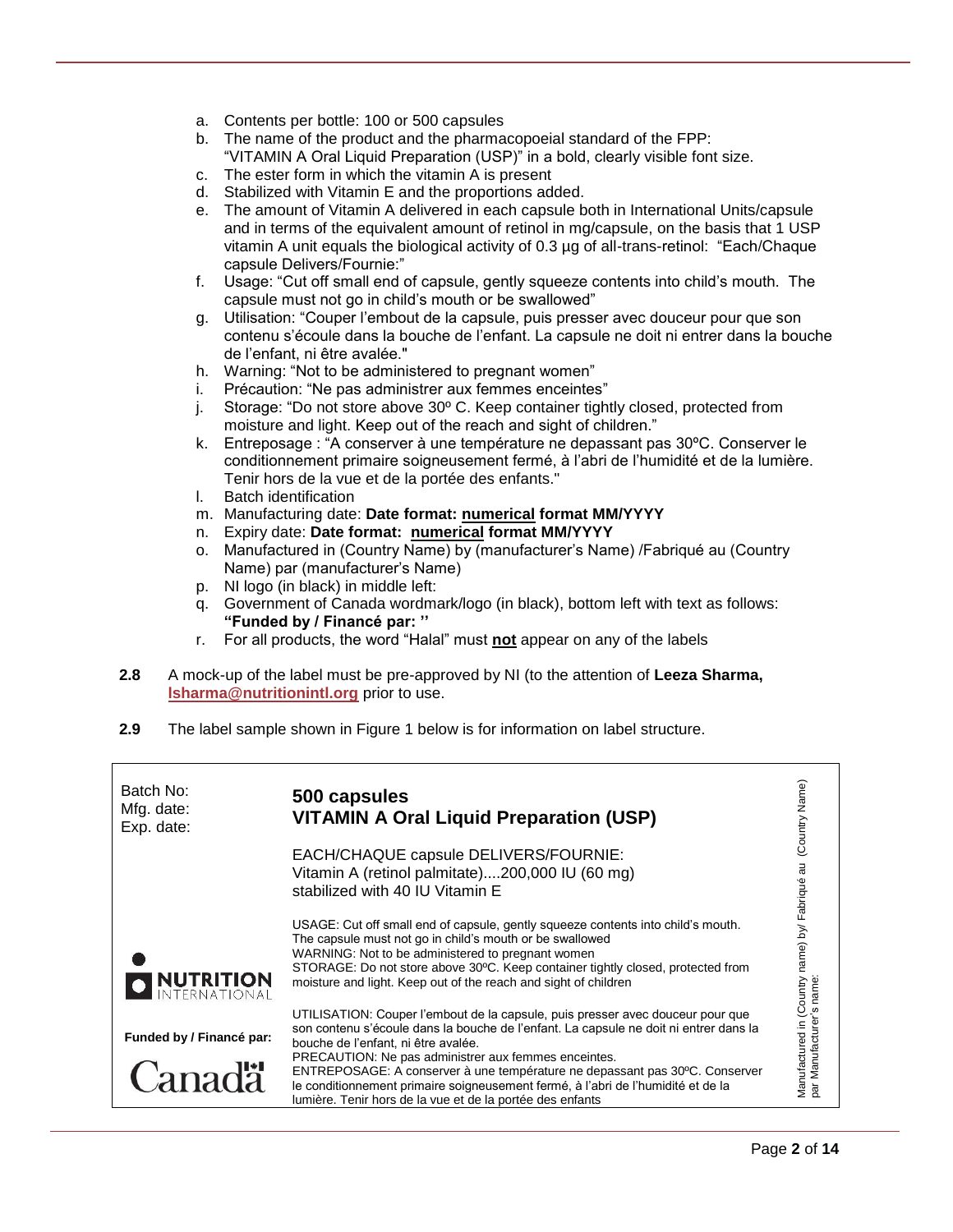a. Contents per bottle: 100 or 500 capsules
b. The name of the product and the pharmacopoeial standard of the FPP: "VITAMIN A Oral Liquid Preparation (USP)" in a bold, clearly visible font size.
c. The ester form in which the vitamin A is present
d. Stabilized with Vitamin E and the proportions added.
e. The amount of Vitamin A delivered in each capsule both in International Units/capsule and in terms of the equivalent amount of retinol in mg/capsule, on the basis that 1 USP vitamin A unit equals the biological activity of 0.3 µg of all-trans-retinol: "Each/Chaque capsule Delivers/Fournie:"
f. Usage: "Cut off small end of capsule, gently squeeze contents into child's mouth. The capsule must not go in child's mouth or be swallowed"
g. Utilisation: "Couper l'embout de la capsule, puis presser avec douceur pour que son contenu s'écoule dans la bouche de l'enfant. La capsule ne doit ni entrer dans la bouche de l'enfant, ni être avalée."
h. Warning: "Not to be administered to pregnant women"
i. Précaution: "Ne pas administrer aux femmes enceintes"
j. Storage: "Do not store above 30º C. Keep container tightly closed, protected from moisture and light. Keep out of the reach and sight of children."
k. Entreposage : "A conserver à une température ne depassant pas 30ºC. Conserver le conditionnement primaire soigneusement fermé, à l'abri de l'humidité et de la lumière. Tenir hors de la vue et de la portée des enfants."
l. Batch identification
m. Manufacturing date: **Date format: <u>numerical</u> format MM/YYYY**
n. Expiry date: **Date format: <u>numerical</u> format MM/YYYY**
o. Manufactured in (Country Name) by (manufacturer's Name) /Fabriqué au (Country Name) par (manufacturer's Name)
p. NI logo (in black) in middle left:
q. Government of Canada wordmark/logo (in black), bottom left with text as follows: **"Funded by / Financé par: "**
r. For all products, the word "Halal" must **<u>not</u>** appear on any of the labels

**2.8** A mock-up of the label must be pre-approved by NI (to the attention of **Leeza Sharma, lsharma@nutritionintl.org** prior to use.

**2.9** The label sample shown in Figure 1 below is for information on label structure.

Batch No:
Mfg. date:
Exp. date:

**500 capsules**
**VITAMIN A Oral Liquid Preparation (USP)**

EACH/CHAQUE capsule DELIVERS/FOURNIE:
Vitamin A (retinol palmitate)....200,000 IU (60 mg)
stabilized with 40 IU Vitamin E

USAGE: Cut off small end of capsule, gently squeeze contents into child's mouth. The capsule must not go in child's mouth or be swallowed
WARNING: Not to be administered to pregnant women
STORAGE: Do not store above 30ºC. Keep container tightly closed, protected from moisture and light. Keep out of the reach and sight of children

NUTRITION INTERNATIONAL

UTILISATION: Couper l'embout de la capsule, puis presser avec douceur pour que son contenu s'écoule dans la bouche de l'enfant. La capsule ne doit ni entrer dans la bouche de l'enfant, ni être avalée.
PRECAUTION: Ne pas administrer aux femmes enceintes.
ENTREPOSAGE: A conserver à une température ne depassant pas 30ºC. Conserver le conditionnement primaire soigneusement fermé, à l'abri de l'humidité et de la lumière. Tenir hors de la vue et de la portée des enfants

**Funded by / Financé par:**

Canada

Manufactured in (Country name) by/ Fabriqué au (Country Name) par Manufacturer's name: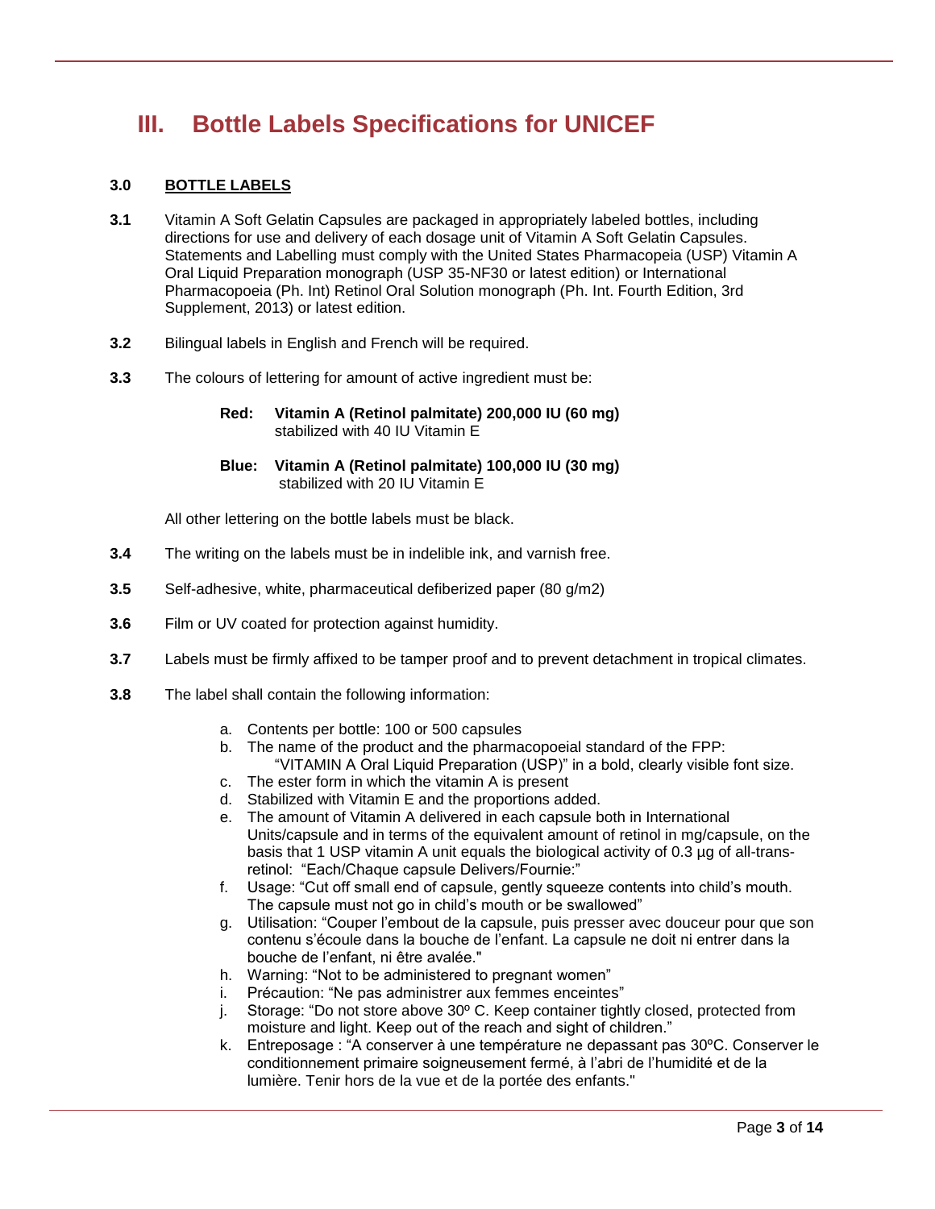# III. Bottle Labels Specifications for UNICEF

**3.0** **BOTTLE LABELS**

**3.1** Vitamin A Soft Gelatin Capsules are packaged in appropriately labeled bottles, including directions for use and delivery of each dosage unit of Vitamin A Soft Gelatin Capsules. Statements and Labelling must comply with the United States Pharmacopeia (USP) Vitamin A Oral Liquid Preparation monograph (USP 35-NF30 or latest edition) or International Pharmacopoeia (Ph. Int) Retinol Oral Solution monograph (Ph. Int. Fourth Edition, 3rd Supplement, 2013) or latest edition.

**3.2** Bilingual labels in English and French will be required.

**3.3** The colours of lettering for amount of active ingredient must be:

> **Red: Vitamin A (Retinol palmitate) 200,000 IU (60 mg)**
> stabilized with 40 IU Vitamin E
>
> **Blue: Vitamin A (Retinol palmitate) 100,000 IU (30 mg)**
> stabilized with 20 IU Vitamin E

All other lettering on the bottle labels must be black.

**3.4** The writing on the labels must be in indelible ink, and varnish free.

**3.5** Self-adhesive, white, pharmaceutical defiberized paper (80 g/m2)

**3.6** Film or UV coated for protection against humidity.

**3.7** Labels must be firmly affixed to be tamper proof and to prevent detachment in tropical climates.

**3.8** The label shall contain the following information:

a. Contents per bottle: 100 or 500 capsules
b. The name of the product and the pharmacopoeial standard of the FPP:
   "VITAMIN A Oral Liquid Preparation (USP)" in a bold, clearly visible font size.
c. The ester form in which the vitamin A is present
d. Stabilized with Vitamin E and the proportions added.
e. The amount of Vitamin A delivered in each capsule both in International Units/capsule and in terms of the equivalent amount of retinol in mg/capsule, on the basis that 1 USP vitamin A unit equals the biological activity of 0.3 µg of all-trans-retinol: "Each/Chaque capsule Delivers/Fournie:"
f. Usage: "Cut off small end of capsule, gently squeeze contents into child's mouth. The capsule must not go in child's mouth or be swallowed"
g. Utilisation: "Couper l'embout de la capsule, puis presser avec douceur pour que son contenu s'écoule dans la bouche de l'enfant. La capsule ne doit ni entrer dans la bouche de l'enfant, ni être avalée."
h. Warning: "Not to be administered to pregnant women"
i. Précaution: "Ne pas administrer aux femmes enceintes"
j. Storage: "Do not store above 30º C. Keep container tightly closed, protected from moisture and light. Keep out of the reach and sight of children."
k. Entreposage : "A conserver à une température ne depassant pas 30ºC. Conserver le conditionnement primaire soigneusement fermé, à l'abri de l'humidité et de la lumière. Tenir hors de la vue et de la portée des enfants."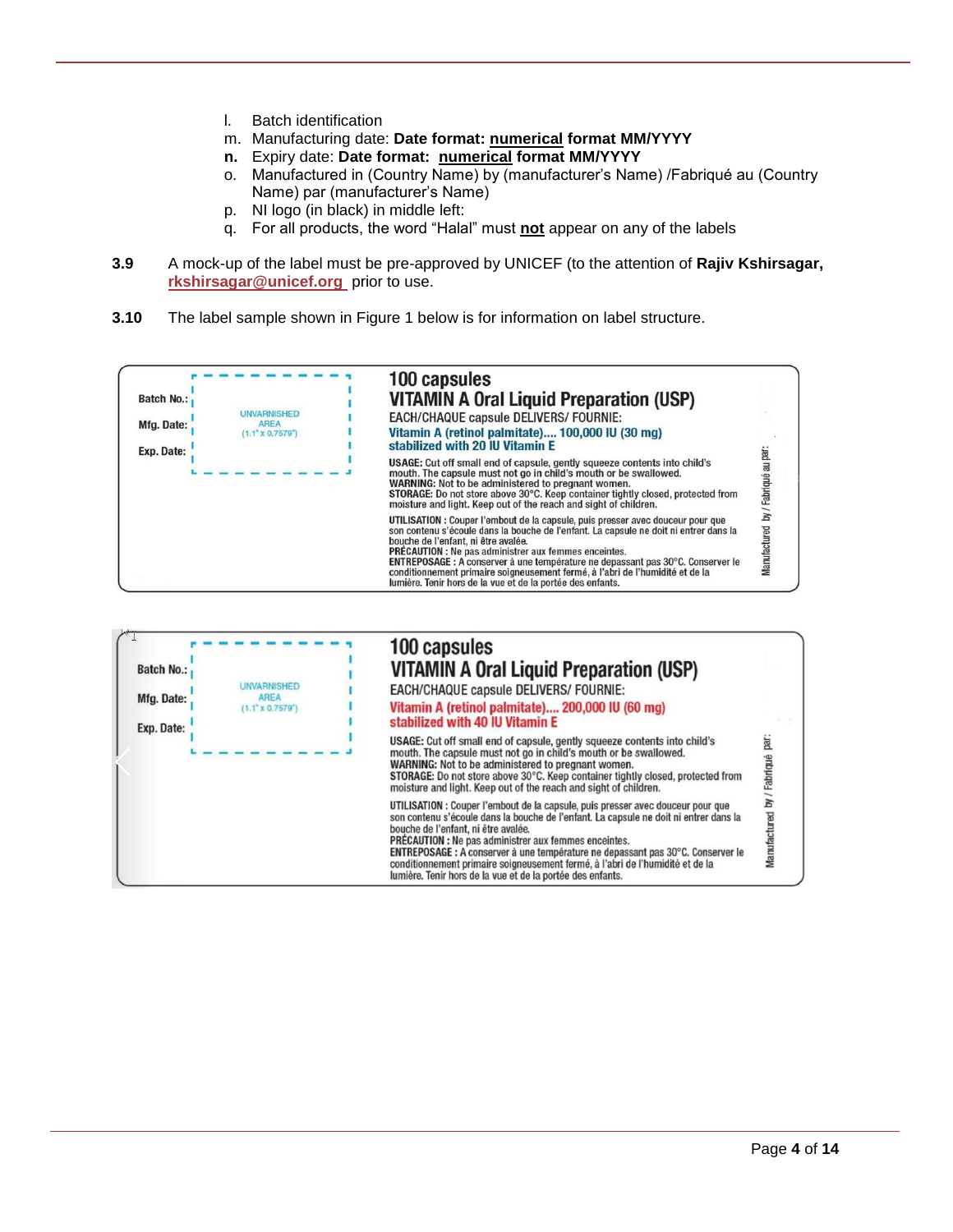l. Batch identification
m. Manufacturing date: **Date format: <u>numerical</u> format MM/YYYY**
**n.** Expiry date: **Date format: <u>numerical</u> format MM/YYYY**
o. Manufactured in (Country Name) by (manufacturer's Name) /Fabriqué au (Country Name) par (manufacturer's Name)
p. NI logo (in black) in middle left:
q. For all products, the word "Halal" must **<u>not</u>** appear on any of the labels

**3.9** A mock-up of the label must be pre-approved by UNICEF (to the attention of **Rajiv Kshirsagar, rkshirsagar@unicef.org** prior to use.

**3.10** The label sample shown in Figure 1 below is for information on label structure.

Batch No.:
Mfg. Date:
Exp. Date:

UNVARNISHED AREA (1.1" x 0.7579")

**100 capsules**
**VITAMIN A Oral Liquid Preparation (USP)**
EACH/CHAQUE capsule DELIVERS/ FOURNIE:
**Vitamin A (retinol palmitate).... 100,000 IU (30 mg)**
**stabilized with 20 IU Vitamin E**

**USAGE:** Cut off small end of capsule, gently squeeze contents into child's mouth. The capsule must not go in child's mouth or be swallowed.
**WARNING:** Not to be administered to pregnant women.
**STORAGE:** Do not store above 30°C. Keep container tightly closed, protected from moisture and light. Keep out of the reach and sight of children.

**UTILISATION :** Couper l'embout de la capsule, puis presser avec douceur pour que son contenu s'écoule dans la bouche de l'enfant. La capsule ne doit ni entrer dans la bouche de l'enfant, ni être avalée.
**PRÉCAUTION :** Ne pas administrer aux femmes enceintes.
**ENTREPOSAGE :** A conserver à une température ne depassant pas 30°C. Conserver le conditionnement primaire soigneusement fermé, à l'abri de l'humidité et de la lumière. Tenir hors de la vue et de la portée des enfants.

Manufactured by / Fabriqué au par:

Batch No.:
Mfg. Date:
Exp. Date:

UNVARNISHED AREA (1.1" x 0.7579")

**100 capsules**
**VITAMIN A Oral Liquid Preparation (USP)**
EACH/CHAQUE capsule DELIVERS/ FOURNIE:
**Vitamin A (retinol palmitate).... 200,000 IU (60 mg)**
**stabilized with 40 IU Vitamin E**

**USAGE:** Cut off small end of capsule, gently squeeze contents into child's mouth. The capsule must not go in child's mouth or be swallowed.
**WARNING:** Not to be administered to pregnant women.
**STORAGE:** Do not store above 30°C. Keep container tightly closed, protected from moisture and light. Keep out of the reach and sight of children.

**UTILISATION :** Couper l'embout de la capsule, puis presser avec douceur pour que son contenu s'écoule dans la bouche de l'enfant. La capsule ne doit ni entrer dans la bouche de l'enfant, ni être avalée.
**PRÉCAUTION :** Ne pas administrer aux femmes enceintes.
**ENTREPOSAGE :** A conserver à une température ne depassant pas 30°C. Conserver le conditionnement primaire soigneusement fermé, à l'abri de l'humidité et de la lumière. Tenir hors de la vue et de la portée des enfants.

Manufactured by / Fabriqué par: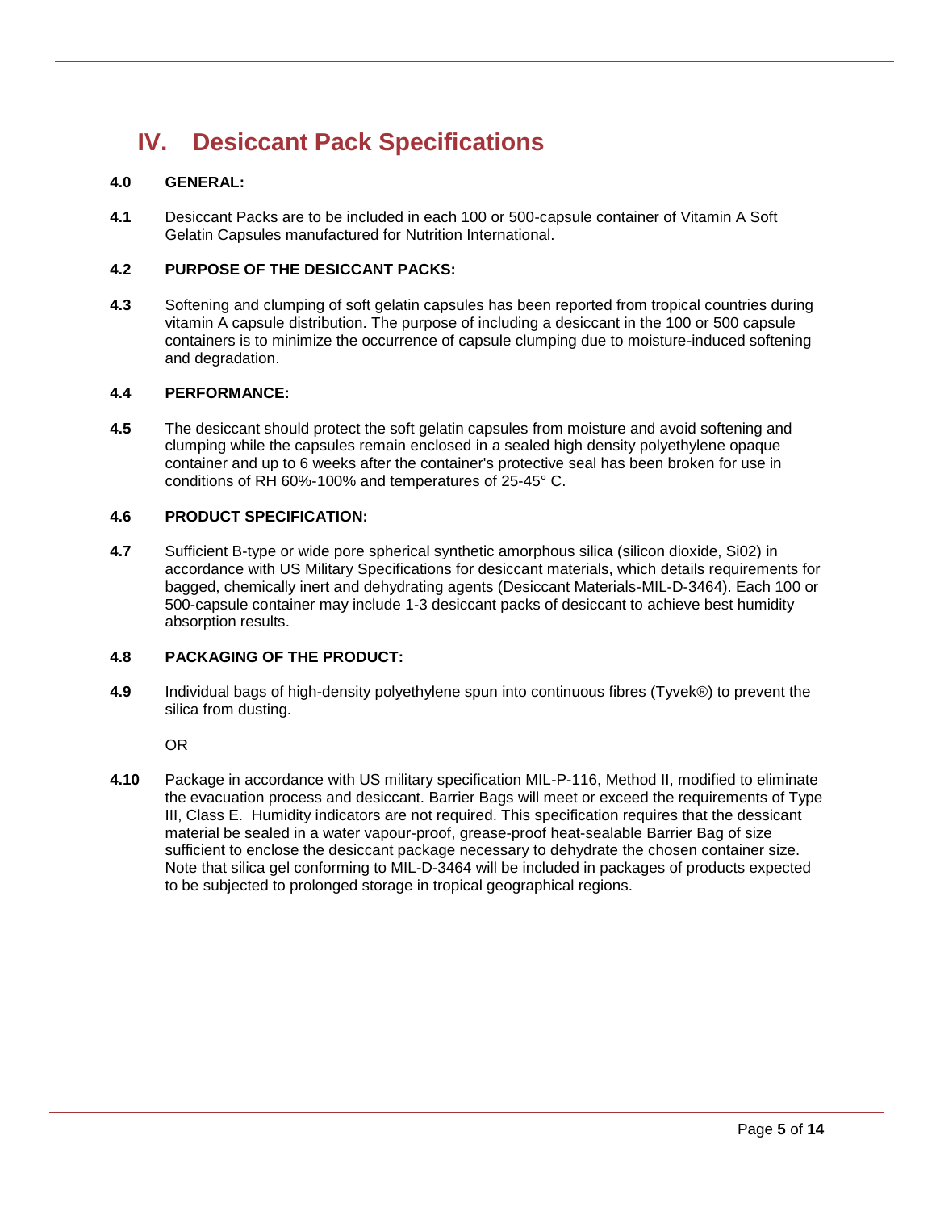# IV. Desiccant Pack Specifications

**4.0 GENERAL:**

**4.1** Desiccant Packs are to be included in each 100 or 500-capsule container of Vitamin A Soft Gelatin Capsules manufactured for Nutrition International.

**4.2 PURPOSE OF THE DESICCANT PACKS:**

**4.3** Softening and clumping of soft gelatin capsules has been reported from tropical countries during vitamin A capsule distribution. The purpose of including a desiccant in the 100 or 500 capsule containers is to minimize the occurrence of capsule clumping due to moisture-induced softening and degradation.

**4.4 PERFORMANCE:**

**4.5** The desiccant should protect the soft gelatin capsules from moisture and avoid softening and clumping while the capsules remain enclosed in a sealed high density polyethylene opaque container and up to 6 weeks after the container's protective seal has been broken for use in conditions of RH 60%-100% and temperatures of 25-45° C.

**4.6 PRODUCT SPECIFICATION:**

**4.7** Sufficient B-type or wide pore spherical synthetic amorphous silica (silicon dioxide, Si02) in accordance with US Military Specifications for desiccant materials, which details requirements for bagged, chemically inert and dehydrating agents (Desiccant Materials-MIL-D-3464). Each 100 or 500-capsule container may include 1-3 desiccant packs of desiccant to achieve best humidity absorption results.

**4.8 PACKAGING OF THE PRODUCT:**

**4.9** Individual bags of high-density polyethylene spun into continuous fibres (Tyvek®) to prevent the silica from dusting.

OR

**4.10** Package in accordance with US military specification MIL-P-116, Method II, modified to eliminate the evacuation process and desiccant. Barrier Bags will meet or exceed the requirements of Type III, Class E. Humidity indicators are not required. This specification requires that the dessicant material be sealed in a water vapour-proof, grease-proof heat-sealable Barrier Bag of size sufficient to enclose the desiccant package necessary to dehydrate the chosen container size. Note that silica gel conforming to MIL-D-3464 will be included in packages of products expected to be subjected to prolonged storage in tropical geographical regions.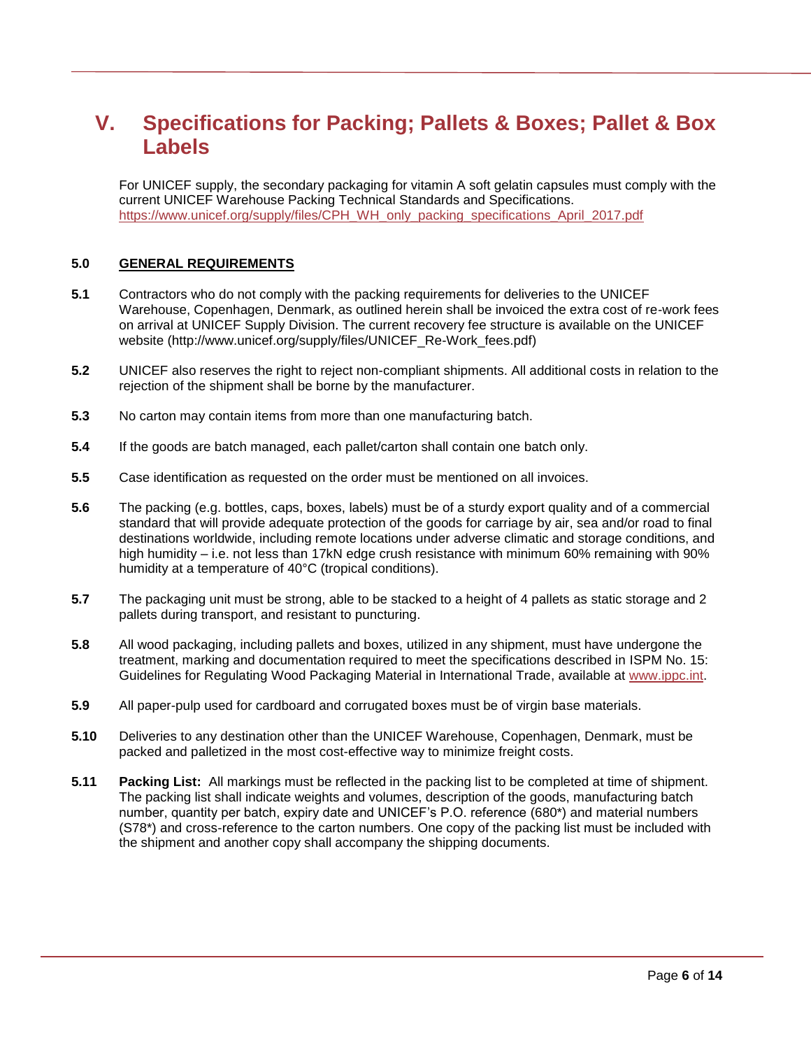# V. Specifications for Packing; Pallets & Boxes; Pallet & Box Labels

For UNICEF supply, the secondary packaging for vitamin A soft gelatin capsules must comply with the current UNICEF Warehouse Packing Technical Standards and Specifications. https://www.unicef.org/supply/files/CPH_WH_only_packing_specifications_April_2017.pdf

**5.0** **GENERAL REQUIREMENTS**

**5.1** Contractors who do not comply with the packing requirements for deliveries to the UNICEF Warehouse, Copenhagen, Denmark, as outlined herein shall be invoiced the extra cost of re-work fees on arrival at UNICEF Supply Division. The current recovery fee structure is available on the UNICEF website (http://www.unicef.org/supply/files/UNICEF_Re-Work_fees.pdf)

**5.2** UNICEF also reserves the right to reject non-compliant shipments. All additional costs in relation to the rejection of the shipment shall be borne by the manufacturer.

**5.3** No carton may contain items from more than one manufacturing batch.

**5.4** If the goods are batch managed, each pallet/carton shall contain one batch only.

**5.5** Case identification as requested on the order must be mentioned on all invoices.

**5.6** The packing (e.g. bottles, caps, boxes, labels) must be of a sturdy export quality and of a commercial standard that will provide adequate protection of the goods for carriage by air, sea and/or road to final destinations worldwide, including remote locations under adverse climatic and storage conditions, and high humidity – i.e. not less than 17kN edge crush resistance with minimum 60% remaining with 90% humidity at a temperature of 40°C (tropical conditions).

**5.7** The packaging unit must be strong, able to be stacked to a height of 4 pallets as static storage and 2 pallets during transport, and resistant to puncturing.

**5.8** All wood packaging, including pallets and boxes, utilized in any shipment, must have undergone the treatment, marking and documentation required to meet the specifications described in ISPM No. 15: Guidelines for Regulating Wood Packaging Material in International Trade, available at www.ippc.int.

**5.9** All paper-pulp used for cardboard and corrugated boxes must be of virgin base materials.

**5.10** Deliveries to any destination other than the UNICEF Warehouse, Copenhagen, Denmark, must be packed and palletized in the most cost-effective way to minimize freight costs.

**5.11** **Packing List:** All markings must be reflected in the packing list to be completed at time of shipment. The packing list shall indicate weights and volumes, description of the goods, manufacturing batch number, quantity per batch, expiry date and UNICEF's P.O. reference (680*) and material numbers (S78*) and cross-reference to the carton numbers. One copy of the packing list must be included with the shipment and another copy shall accompany the shipping documents.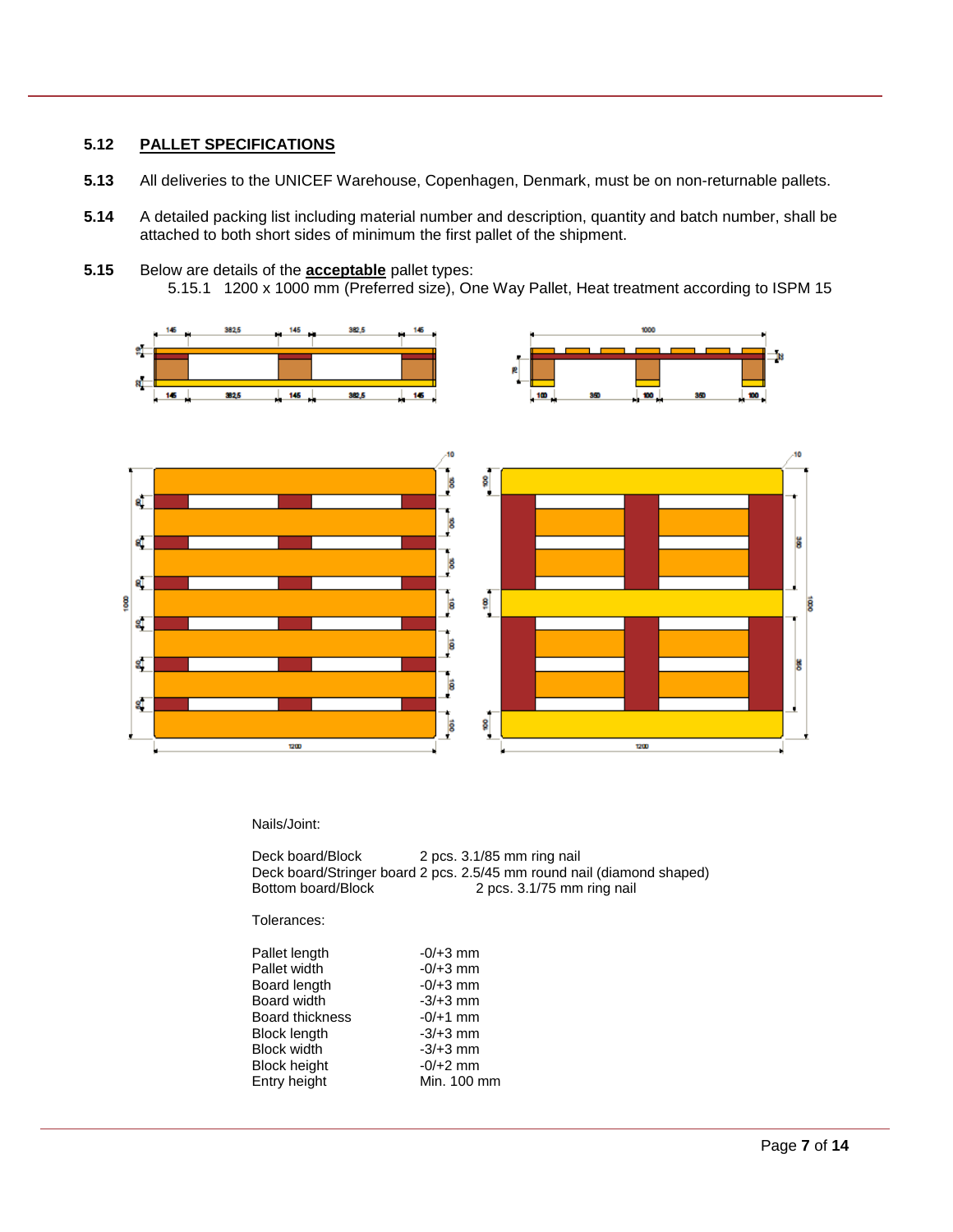### 5.12 PALLET SPECIFICATIONS

**5.13** All deliveries to the UNICEF Warehouse, Copenhagen, Denmark, must be on non-returnable pallets.

**5.14** A detailed packing list including material number and description, quantity and batch number, shall be attached to both short sides of minimum the first pallet of the shipment.

**5.15** Below are details of the **acceptable** pallet types:

5.15.1 1200 x 1000 mm (Preferred size), One Way Pallet, Heat treatment according to ISPM 15

Nails/Joint:

| | |
|---|---|
| Deck board/Block | 2 pcs. 3.1/85 mm ring nail |
| Deck board/Stringer board | 2 pcs. 2.5/45 mm round nail (diamond shaped) |
| Bottom board/Block | 2 pcs. 3.1/75 mm ring nail |

Tolerances:

| | |
|---|---|
| Pallet length | -0/+3 mm |
| Pallet width | -0/+3 mm |
| Board length | -0/+3 mm |
| Board width | -3/+3 mm |
| Board thickness | -0/+1 mm |
| Block length | -3/+3 mm |
| Block width | -3/+3 mm |
| Block height | -0/+2 mm |
| Entry height | Min. 100 mm |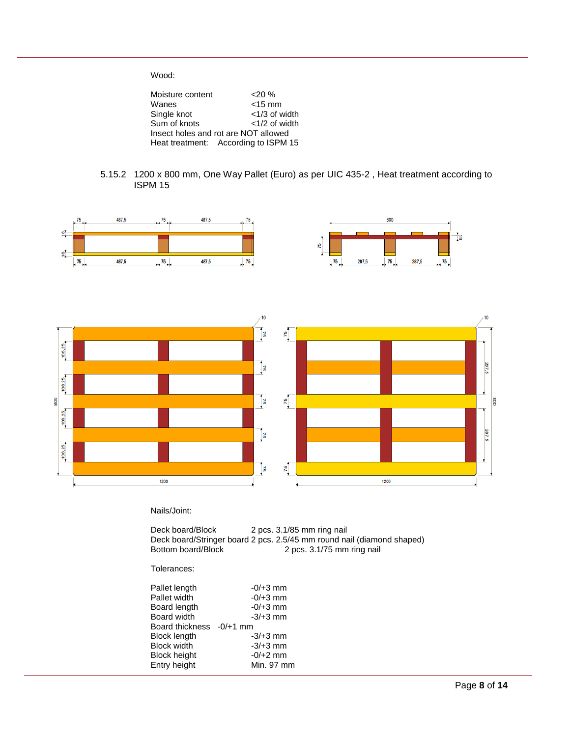Wood:

| | |
|---|---|
| Moisture content | <20 % |
| Wanes | <15 mm |
| Single knot | <1/3 of width |
| Sum of knots | <1/2 of width |

Insect holes and rot are NOT allowed

Heat treatment: According to ISPM 15

5.15.2 1200 x 800 mm, One Way Pallet (Euro) as per UIC 435-2 , Heat treatment according to ISPM 15

Nails/Joint:

| | |
|---|---|
| Deck board/Block | 2 pcs. 3.1/85 mm ring nail |
| Deck board/Stringer board | 2 pcs. 2.5/45 mm round nail (diamond shaped) |
| Bottom board/Block | 2 pcs. 3.1/75 mm ring nail |

Tolerances:

| | |
|---|---|
| Pallet length | -0/+3 mm |
| Pallet width | -0/+3 mm |
| Board length | -0/+3 mm |
| Board width | -3/+3 mm |
| Board thickness | -0/+1 mm |
| Block length | -3/+3 mm |
| Block width | -3/+3 mm |
| Block height | -0/+2 mm |
| Entry height | Min. 97 mm |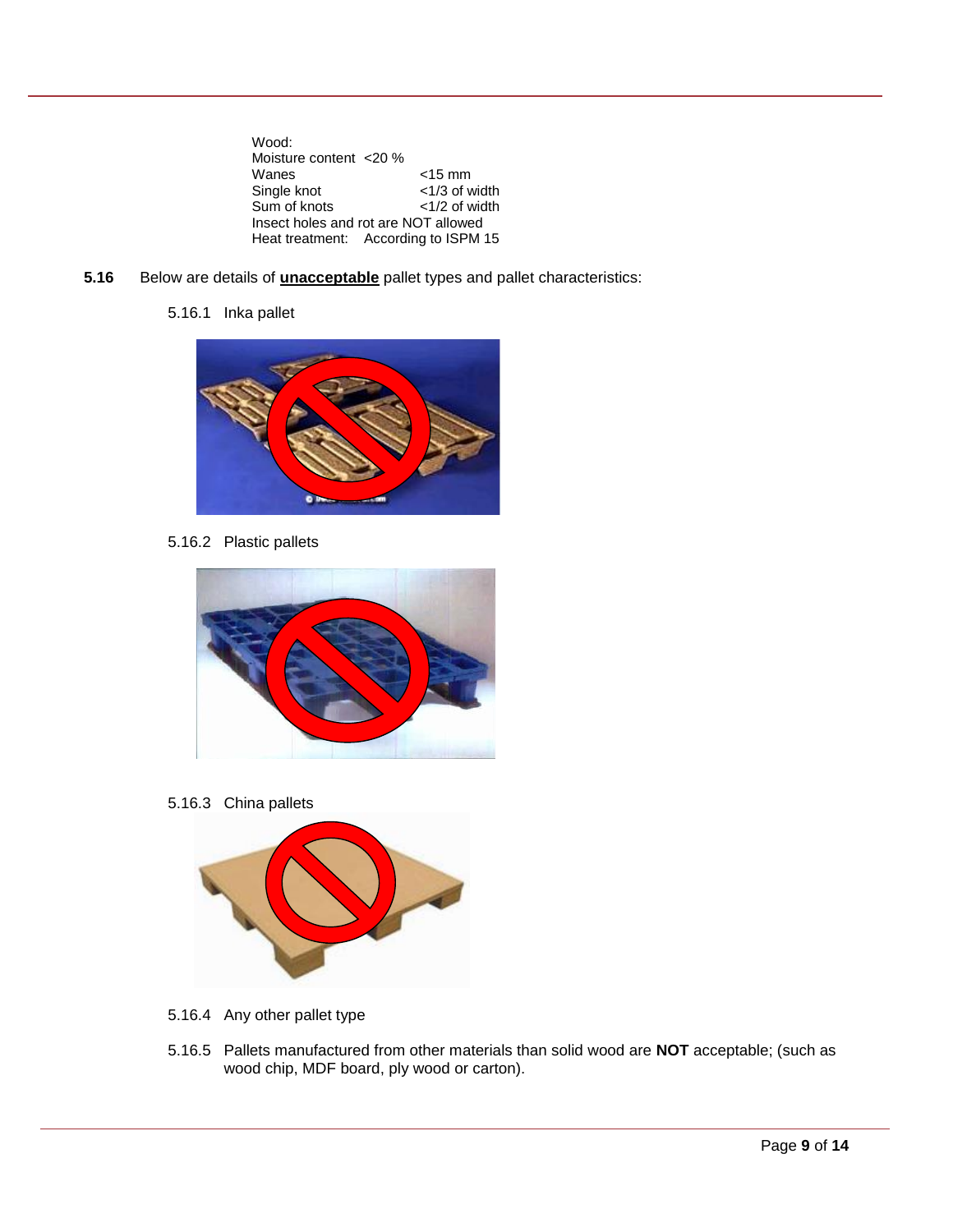Wood:

| | |
|---|---|
| Moisture content | <20 % |
| Wanes | <15 mm |
| Single knot | <1/3 of width |
| Sum of knots | <1/2 of width |
| Insect holes and rot are NOT allowed | |
| Heat treatment: | According to ISPM 15 |

**5.16** Below are details of **<u>unacceptable</u>** pallet types and pallet characteristics:

5.16.1 Inka pallet

5.16.2 Plastic pallets

5.16.3 China pallets

5.16.4 Any other pallet type

5.16.5 Pallets manufactured from other materials than solid wood are **NOT** acceptable; (such as wood chip, MDF board, ply wood or carton).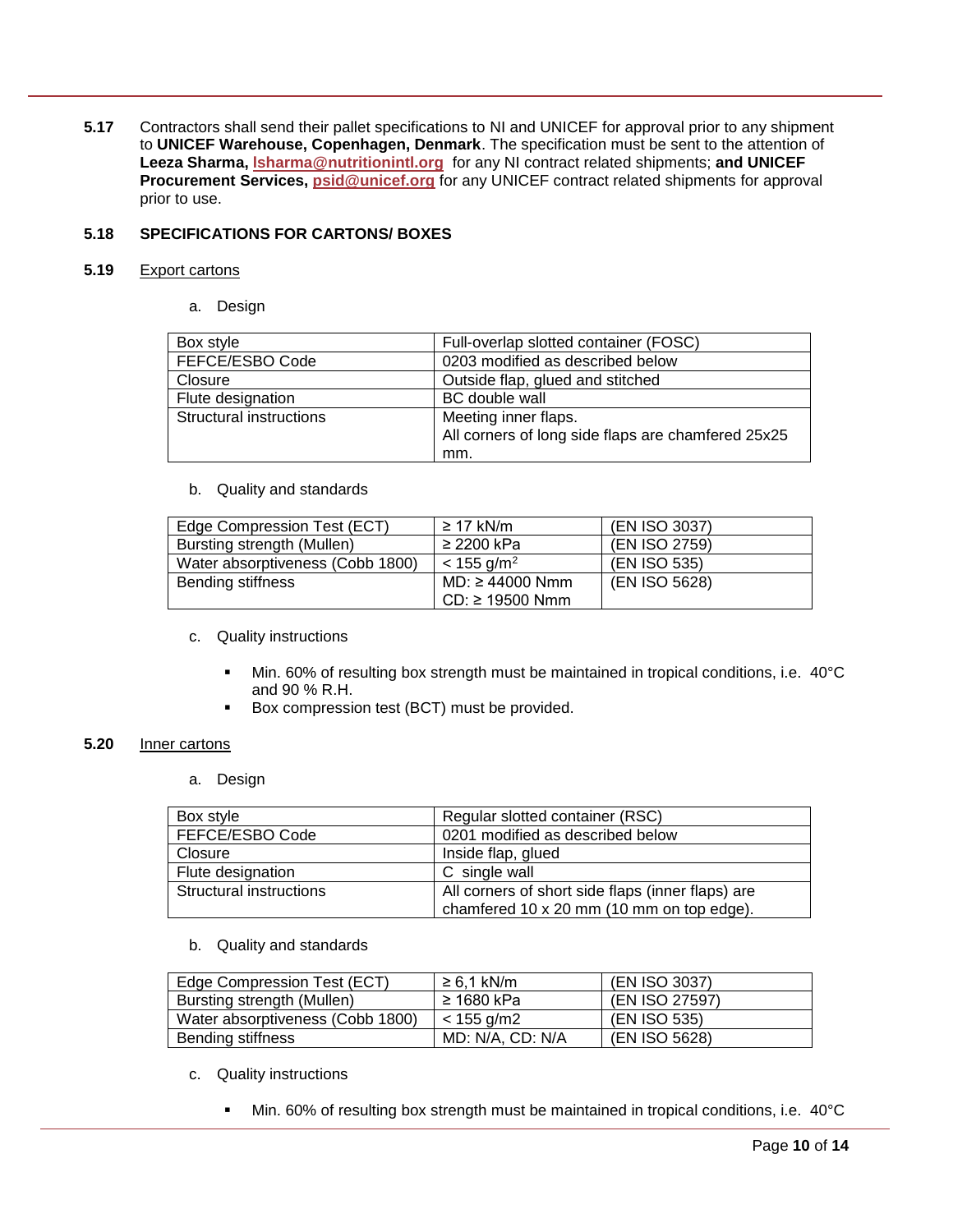**5.17** Contractors shall send their pallet specifications to NI and UNICEF for approval prior to any shipment to **UNICEF Warehouse, Copenhagen, Denmark**. The specification must be sent to the attention of **Leeza Sharma, lsharma@nutritionintl.org** for any NI contract related shipments; **and UNICEF Procurement Services, psid@unicef.org** for any UNICEF contract related shipments for approval prior to use.

**5.18 SPECIFICATIONS FOR CARTONS/ BOXES**

**5.19** Export cartons

a. Design

| Box style | Full-overlap slotted container (FOSC) |
|---|---|
| FEFCE/ESBO Code | 0203 modified as described below |
| Closure | Outside flap, glued and stitched |
| Flute designation | BC double wall |
| Structural instructions | Meeting inner flaps.<br>All corners of long side flaps are chamfered 25x25 mm. |

b. Quality and standards

| Edge Compression Test (ECT) | ≥ 17 kN/m | (EN ISO 3037) |
|---|---|---|
| Bursting strength (Mullen) | ≥ 2200 kPa | (EN ISO 2759) |
| Water absorptiveness (Cobb 1800) | < 155 g/m$^2$ | (EN ISO 535) |
| Bending stiffness | MD: ≥ 44000 Nmm<br>CD: ≥ 19500 Nmm | (EN ISO 5628) |

c. Quality instructions

- Min. 60% of resulting box strength must be maintained in tropical conditions, i.e. 40°C and 90 % R.H.
- Box compression test (BCT) must be provided.

**5.20** Inner cartons

a. Design

| Box style | Regular slotted container (RSC) |
|---|---|
| FEFCE/ESBO Code | 0201 modified as described below |
| Closure | Inside flap, glued |
| Flute designation | C single wall |
| Structural instructions | All corners of short side flaps (inner flaps) are chamfered 10 x 20 mm (10 mm on top edge). |

b. Quality and standards

| Edge Compression Test (ECT) | ≥ 6,1 kN/m | (EN ISO 3037) |
|---|---|---|
| Bursting strength (Mullen) | ≥ 1680 kPa | (EN ISO 27597) |
| Water absorptiveness (Cobb 1800) | < 155 g/m2 | (EN ISO 535) |
| Bending stiffness | MD: N/A, CD: N/A | (EN ISO 5628) |

c. Quality instructions

- Min. 60% of resulting box strength must be maintained in tropical conditions, i.e. 40°C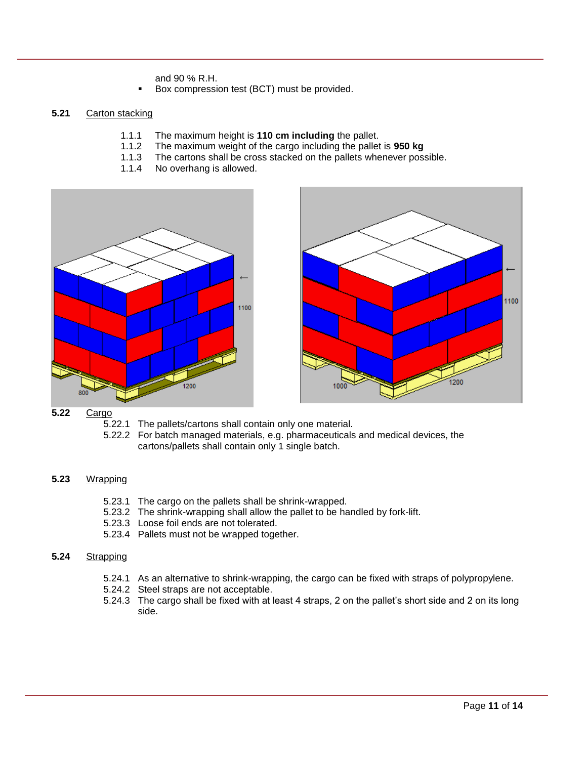and 90 % R.H.
- Box compression test (BCT) must be provided.

**5.21** Carton stacking

1.1.1 The maximum height is **110 cm including** the pallet.
1.1.2 The maximum weight of the cargo including the pallet is **950 kg**
1.1.3 The cartons shall be cross stacked on the pallets whenever possible.
1.1.4 No overhang is allowed.

**5.22** Cargo

5.22.1 The pallets/cartons shall contain only one material.
5.22.2 For batch managed materials, e.g. pharmaceuticals and medical devices, the cartons/pallets shall contain only 1 single batch.

**5.23** Wrapping

5.23.1 The cargo on the pallets shall be shrink-wrapped.
5.23.2 The shrink-wrapping shall allow the pallet to be handled by fork-lift.
5.23.3 Loose foil ends are not tolerated.
5.23.4 Pallets must not be wrapped together.

**5.24** Strapping

5.24.1 As an alternative to shrink-wrapping, the cargo can be fixed with straps of polypropylene.
5.24.2 Steel straps are not acceptable.
5.24.3 The cargo shall be fixed with at least 4 straps, 2 on the pallet's short side and 2 on its long side.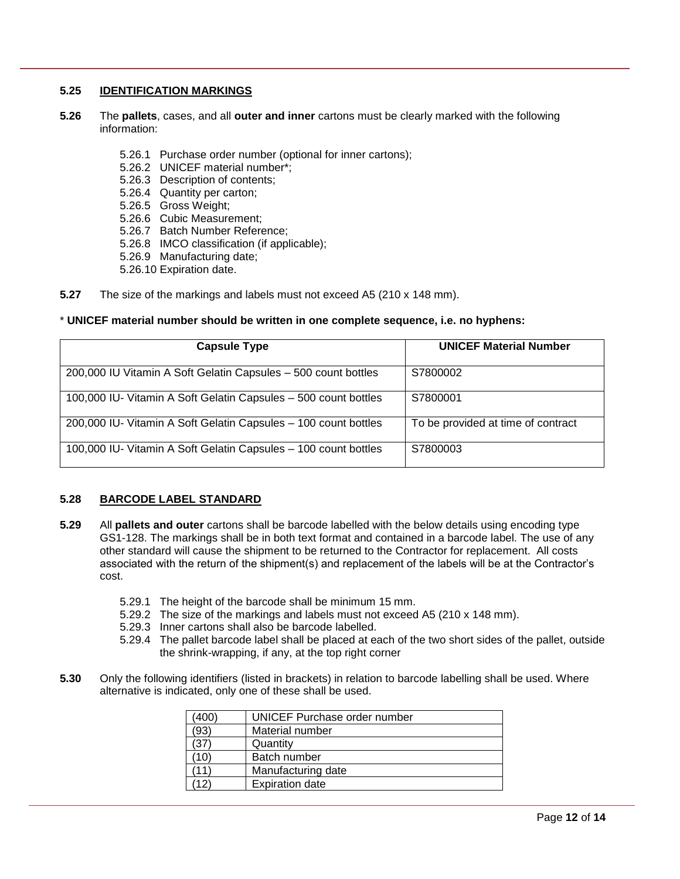**5.25 IDENTIFICATION MARKINGS**

**5.26** The **pallets**, cases, and all **outer and inner** cartons must be clearly marked with the following information:

- 5.26.1 Purchase order number (optional for inner cartons);
- 5.26.2 UNICEF material number*;
- 5.26.3 Description of contents;
- 5.26.4 Quantity per carton;
- 5.26.5 Gross Weight;
- 5.26.6 Cubic Measurement;
- 5.26.7 Batch Number Reference;
- 5.26.8 IMCO classification (if applicable);
- 5.26.9 Manufacturing date;
- 5.26.10 Expiration date.

**5.27** The size of the markings and labels must not exceed A5 (210 x 148 mm).

* **UNICEF material number should be written in one complete sequence, i.e. no hyphens:**

| Capsule Type | UNICEF Material Number |
|---|---|
| 200,000 IU Vitamin A Soft Gelatin Capsules – 500 count bottles | S7800002 |
| 100,000 IU- Vitamin A Soft Gelatin Capsules – 500 count bottles | S7800001 |
| 200,000 IU- Vitamin A Soft Gelatin Capsules – 100 count bottles | To be provided at time of contract |
| 100,000 IU- Vitamin A Soft Gelatin Capsules – 100 count bottles | S7800003 |

**5.28 BARCODE LABEL STANDARD**

**5.29** All **pallets and outer** cartons shall be barcode labelled with the below details using encoding type GS1-128. The markings shall be in both text format and contained in a barcode label. The use of any other standard will cause the shipment to be returned to the Contractor for replacement. All costs associated with the return of the shipment(s) and replacement of the labels will be at the Contractor's cost.

- 5.29.1 The height of the barcode shall be minimum 15 mm.
- 5.29.2 The size of the markings and labels must not exceed A5 (210 x 148 mm).
- 5.29.3 Inner cartons shall also be barcode labelled.
- 5.29.4 The pallet barcode label shall be placed at each of the two short sides of the pallet, outside the shrink-wrapping, if any, at the top right corner

**5.30** Only the following identifiers (listed in brackets) in relation to barcode labelling shall be used. Where alternative is indicated, only one of these shall be used.

| Identifier | Description |
|---|---|
| (400) | UNICEF Purchase order number |
| (93) | Material number |
| (37) | Quantity |
| (10) | Batch number |
| (11) | Manufacturing date |
| (12) | Expiration date |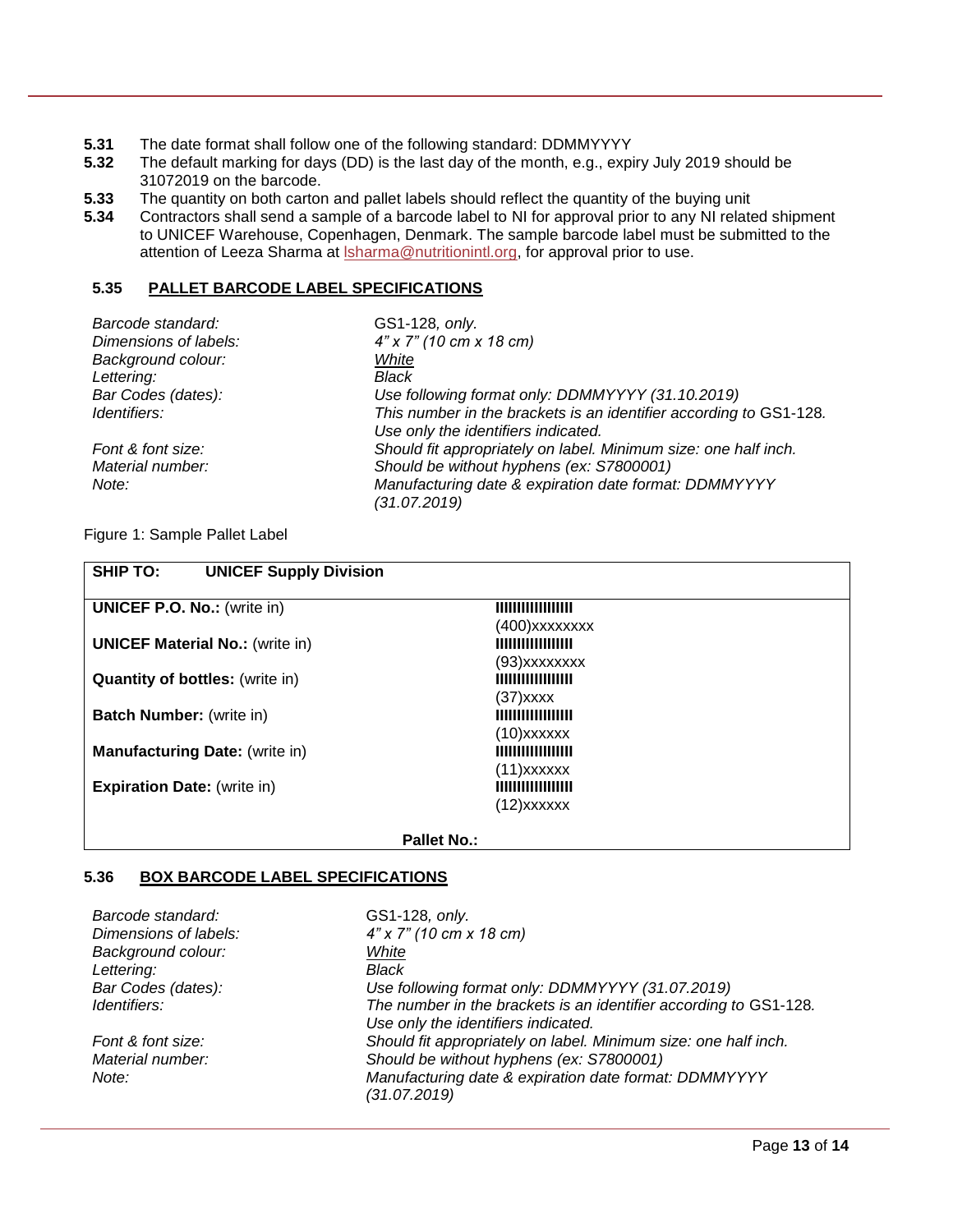**5.31** The date format shall follow one of the following standard: DDMMYYYY

**5.32** The default marking for days (DD) is the last day of the month, e.g., expiry July 2019 should be 31072019 on the barcode.

**5.33** The quantity on both carton and pallet labels should reflect the quantity of the buying unit

**5.34** Contractors shall send a sample of a barcode label to NI for approval prior to any NI related shipment to UNICEF Warehouse, Copenhagen, Denmark. The sample barcode label must be submitted to the attention of Leeza Sharma at lsharma@nutritionintl.org, for approval prior to use.

### 5.35 PALLET BARCODE LABEL SPECIFICATIONS

| | |
|---|---|
| *Barcode standard:* | GS1-128*, only.* |
| *Dimensions of labels:* | *4" x 7" (10 cm x 18 cm)* |
| *Background colour:* | *White* |
| *Lettering:* | *Black* |
| *Bar Codes (dates):* | *Use following format only: DDMMYYYY (31.10.2019)* |
| *Identifiers:* | *This number in the brackets is an identifier according to* GS1-128*. Use only the identifiers indicated.* |
| *Font & font size:* | *Should fit appropriately on label. Minimum size: one half inch.* |
| *Material number:* | *Should be without hyphens (ex: S7800001)* |
| *Note:* | *Manufacturing date & expiration date format: DDMMYYYY (31.07.2019)* |

Figure 1: Sample Pallet Label

| **SHIP TO:** **UNICEF Supply Division** | |
|---|---|
| **UNICEF P.O. No.:** (write in) | IIIIIIIIIIIIIIIII (400)xxxxxxxx |
| **UNICEF Material No.:** (write in) | IIIIIIIIIIIIIIIII (93)xxxxxxxx |
| **Quantity of bottles:** (write in) | IIIIIIIIIIIIIIIII (37)xxxx |
| **Batch Number:** (write in) | IIIIIIIIIIIIIIIII (10)xxxxxx |
| **Manufacturing Date:** (write in) | IIIIIIIIIIIIIIIII (11)xxxxxx |
| **Expiration Date:** (write in) | IIIIIIIIIIIIIIIII (12)xxxxxx |
| **Pallet No.:** | |

### 5.36 BOX BARCODE LABEL SPECIFICATIONS

| | |
|---|---|
| *Barcode standard:* | GS1-128*, only.* |
| *Dimensions of labels:* | *4" x 7" (10 cm x 18 cm)* |
| *Background colour:* | *White* |
| *Lettering:* | *Black* |
| *Bar Codes (dates):* | *Use following format only: DDMMYYYY (31.07.2019)* |
| *Identifiers:* | *The number in the brackets is an identifier according to* GS1-128*. Use only the identifiers indicated.* |
| *Font & font size:* | *Should fit appropriately on label. Minimum size: one half inch.* |
| *Material number:* | *Should be without hyphens (ex: S7800001)* |
| *Note:* | *Manufacturing date & expiration date format: DDMMYYYY (31.07.2019)* |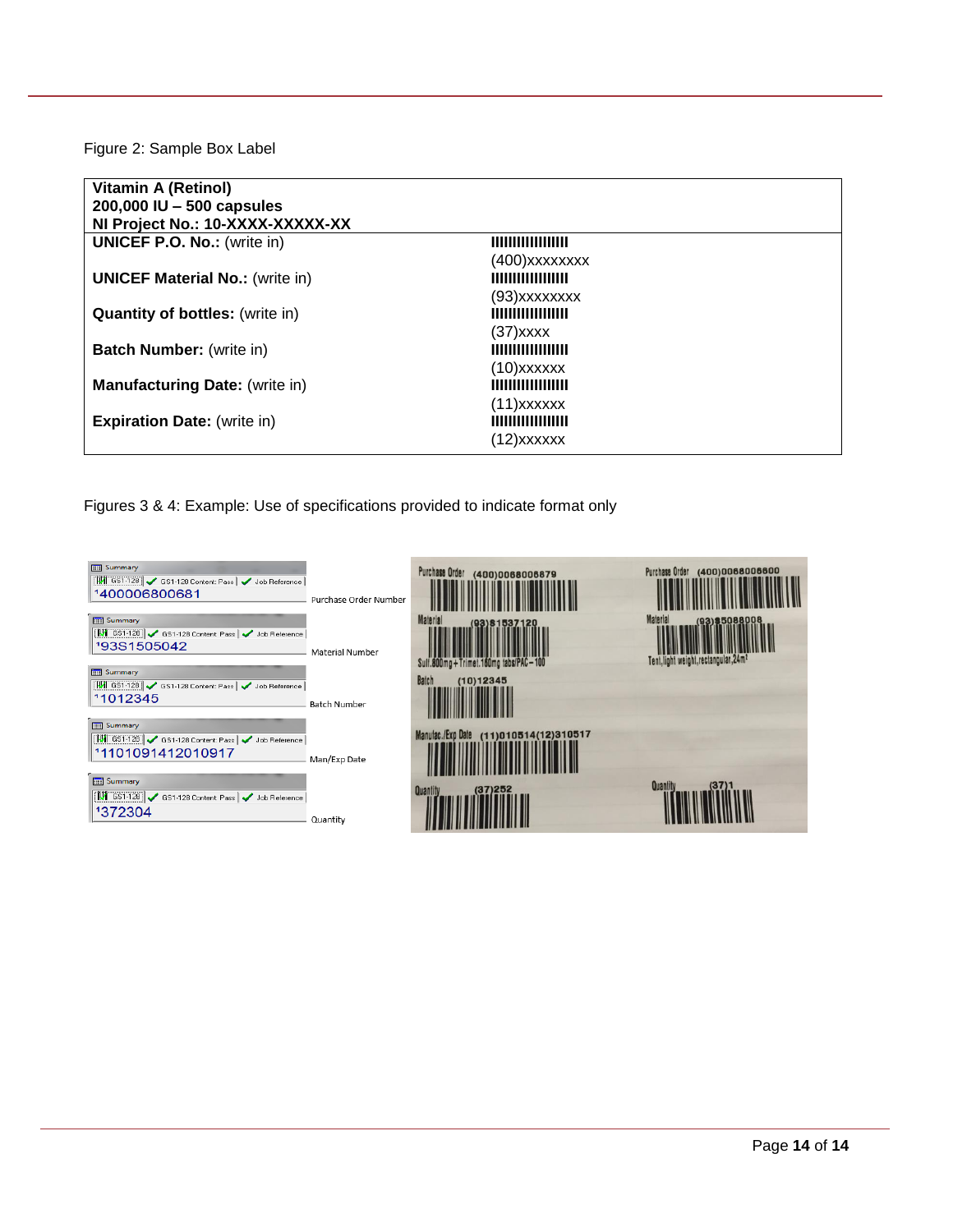Figure 2: Sample Box Label

| | |
|---|---|
| **Vitamin A (Retinol)**<br>**200,000 IU – 500 capsules**<br>**NI Project No.: 10-XXXX-XXXXX-XX** | |
| **UNICEF P.O. No.:** (write in) | IIIIIIIIIIIIIIIII<br>(400)xxxxxxxx |
| **UNICEF Material No.:** (write in) | IIIIIIIIIIIIIIIII<br>(93)xxxxxxxx |
| **Quantity of bottles:** (write in) | IIIIIIIIIIIIIIIII<br>(37)xxxx |
| **Batch Number:** (write in) | IIIIIIIIIIIIIIIII<br>(10)xxxxxx |
| **Manufacturing Date:** (write in) | IIIIIIIIIIIIIIIII<br>(11)xxxxxx |
| **Expiration Date:** (write in) | IIIIIIIIIIIIIIIII<br>(12)xxxxxx |

Figures 3 & 4: Example: Use of specifications provided to indicate format only

Summary | GS1-128 | GS1-128 Content: Pass | Job Reference
[1]400006800681
Purchase Order Number

Summary | GS1-128 | GS1-128 Content: Pass | Job Reference
[1]93S1505042
Material Number

Summary | GS1-128 | GS1-128 Content: Pass | Job Reference
[1]1012345
Batch Number

Summary | GS1-128 | GS1-128 Content: Pass | Job Reference
[1]1101091412010917
Man/Exp Date

Summary | GS1-128 | GS1-128 Content: Pass | Job Reference
[1]372304
Quantity

Purchase Order (400)0068006679
Material (93)S1537120
Sulf.800mg+Trimet.160mg tabs/PAC-100
Batch (10)12345
Manufac./Exp Date (11)010514(12)310517
Quantity (37)252

Purchase Order (400)0068008600
Material (93)S5088008
Tent,light weight,rectangular,24m²
Quantity (37)1